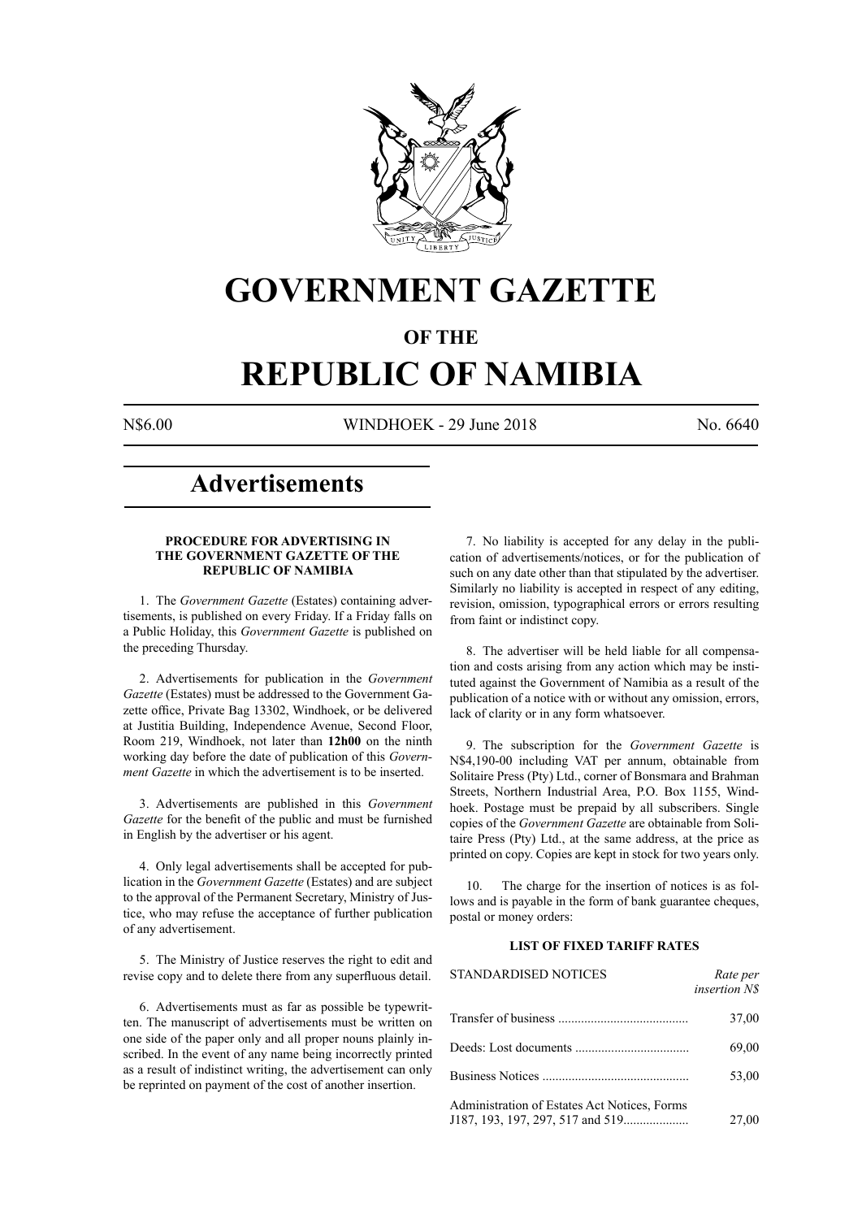# GOVERNMENT GAZETTE

## OF THE

# REPUBLIC OF NAMIBIA

N$6.00 WINDHOEK - 29 June 2018 No. 6640

# Advertisements

### PROCEDURE FOR ADVERTISING IN THE GOVERNMENT GAZETTE OF THE REPUBLIC OF NAMIBIA

1. The *Government Gazette* (Estates) containing advertisements, is published on every Friday. If a Friday falls on a Public Holiday, this *Government Gazette* is published on the preceding Thursday.

2. Advertisements for publication in the *Government Gazette* (Estates) must be addressed to the Government Gazette office, Private Bag 13302, Windhoek, or be delivered at Justitia Building, Independence Avenue, Second Floor, Room 219, Windhoek, not later than **12h00** on the ninth working day before the date of publication of this *Government Gazette* in which the advertisement is to be inserted.

3. Advertisements are published in this *Government Gazette* for the benefit of the public and must be furnished in English by the advertiser or his agent.

4. Only legal advertisements shall be accepted for publication in the *Government Gazette* (Estates) and are subject to the approval of the Permanent Secretary, Ministry of Justice, who may refuse the acceptance of further publication of any advertisement.

5. The Ministry of Justice reserves the right to edit and revise copy and to delete there from any superfluous detail.

6. Advertisements must as far as possible be typewritten. The manuscript of advertisements must be written on one side of the paper only and all proper nouns plainly inscribed. In the event of any name being incorrectly printed as a result of indistinct writing, the advertisement can only be reprinted on payment of the cost of another insertion.

7. No liability is accepted for any delay in the publication of advertisements/notices, or for the publication of such on any date other than that stipulated by the advertiser. Similarly no liability is accepted in respect of any editing, revision, omission, typographical errors or errors resulting from faint or indistinct copy.

8. The advertiser will be held liable for all compensation and costs arising from any action which may be instituted against the Government of Namibia as a result of the publication of a notice with or without any omission, errors, lack of clarity or in any form whatsoever.

9. The subscription for the *Government Gazette* is N$4,190-00 including VAT per annum, obtainable from Solitaire Press (Pty) Ltd., corner of Bonsmara and Brahman Streets, Northern Industrial Area, P.O. Box 1155, Windhoek. Postage must be prepaid by all subscribers. Single copies of the *Government Gazette* are obtainable from Solitaire Press (Pty) Ltd., at the same address, at the price as printed on copy. Copies are kept in stock for two years only.

10. The charge for the insertion of notices is as follows and is payable in the form of bank guarantee cheques, postal or money orders:

### LIST OF FIXED TARIFF RATES

| STANDARDISED NOTICES | *Rate per insertion N$* |
|---|---|
| Transfer of business | 37,00 |
| Deeds: Lost documents | 69,00 |
| Business Notices | 53,00 |
| Administration of Estates Act Notices, Forms J187, 193, 197, 297, 517 and 519 | 27,00 |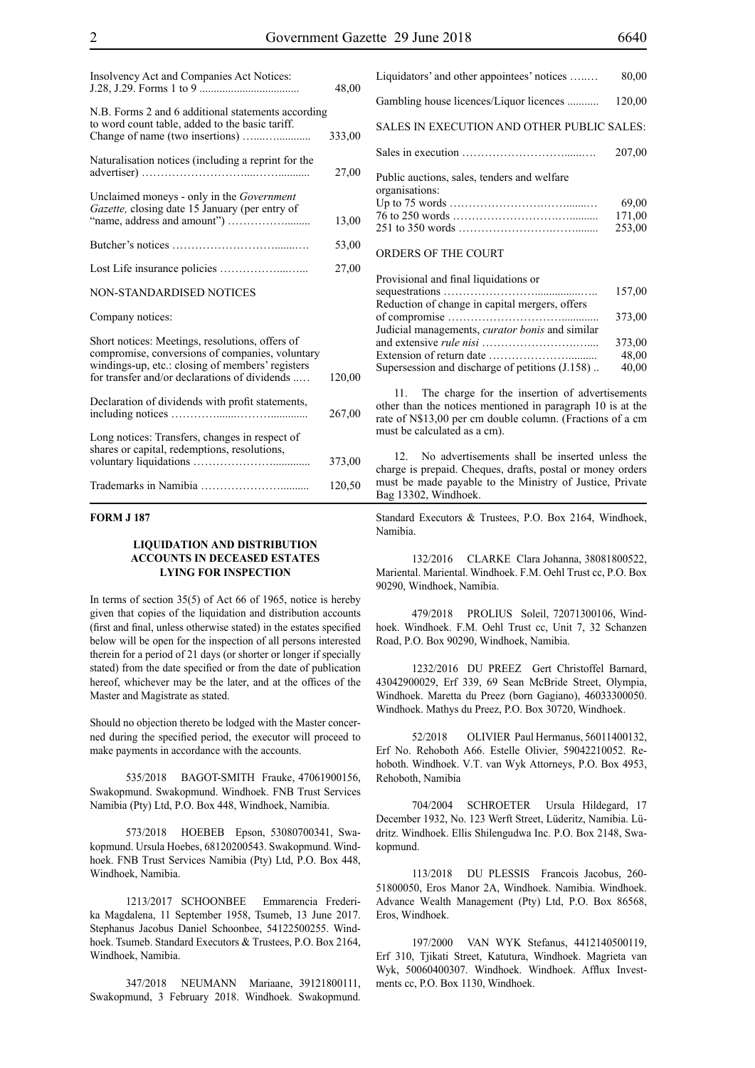| | |
|---|---|
| Insolvency Act and Companies Act Notices: J.28, J.29. Forms 1 to 9 | 48,00 |
| N.B. Forms 2 and 6 additional statements according to word count table, added to the basic tariff. Change of name (two insertions) | 333,00 |
| Naturalisation notices (including a reprint for the advertiser) | 27,00 |
| Unclaimed moneys - only in the *Government Gazette,* closing date 15 January (per entry of "name, address and amount") | 13,00 |
| Butcher's notices | 53,00 |
| Lost Life insurance policies | 27,00 |
| NON-STANDARDISED NOTICES | |
| Company notices: | |
| Short notices: Meetings, resolutions, offers of compromise, conversions of companies, voluntary windings-up, etc.: closing of members' registers for transfer and/or declarations of dividends | 120,00 |
| Declaration of dividends with profit statements, including notices | 267,00 |
| Long notices: Transfers, changes in respect of shares or capital, redemptions, resolutions, voluntary liquidations | 373,00 |
| Trademarks in Namibia | 120,50 |
| Liquidators' and other appointees' notices | 80,00 |
| Gambling house licences/Liquor licences | 120,00 |
| SALES IN EXECUTION AND OTHER PUBLIC SALES: | |
| Sales in execution | 207,00 |
| Public auctions, sales, tenders and welfare organisations: | |
| Up to 75 words | 69,00 |
| 76 to 250 words | 171,00 |
| 251 to 350 words | 253,00 |
| ORDERS OF THE COURT | |
| Provisional and final liquidations or sequestrations | 157,00 |
| Reduction of change in capital mergers, offers of compromise | 373,00 |
| Judicial managements, *curator bonis* and similar and extensive *rule nisi* | 373,00 |
| Extension of return date | 48,00 |
| Supersession and discharge of petitions (J.158) | 40,00 |

11. The charge for the insertion of advertisements other than the notices mentioned in paragraph 10 is at the rate of N$13,00 per cm double column. (Fractions of a cm must be calculated as a cm).

12. No advertisements shall be inserted unless the charge is prepaid. Cheques, drafts, postal or money orders must be made payable to the Ministry of Justice, Private Bag 13302, Windhoek.

**FORM J 187**

### LIQUIDATION AND DISTRIBUTION ACCOUNTS IN DECEASED ESTATES LYING FOR INSPECTION

In terms of section 35(5) of Act 66 of 1965, notice is hereby given that copies of the liquidation and distribution accounts (first and final, unless otherwise stated) in the estates specified below will be open for the inspection of all persons interested therein for a period of 21 days (or shorter or longer if specially stated) from the date specified or from the date of publication hereof, whichever may be the later, and at the offices of the Master and Magistrate as stated.

Should no objection thereto be lodged with the Master concerned during the specified period, the executor will proceed to make payments in accordance with the accounts.

535/2018 BAGOT-SMITH Frauke, 47061900156, Swakopmund. Swakopmund. Windhoek. FNB Trust Services Namibia (Pty) Ltd, P.O. Box 448, Windhoek, Namibia.

573/2018 HOEBEB Epson, 53080700341, Swakopmund. Ursula Hoebes, 68120200543. Swakopmund. Windhoek. FNB Trust Services Namibia (Pty) Ltd, P.O. Box 448, Windhoek, Namibia.

1213/2017 SCHOONBEE Emmarencia Frederika Magdalena, 11 September 1958, Tsumeb, 13 June 2017. Stephanus Jacobus Daniel Schoonbee, 54122500255. Windhoek. Tsumeb. Standard Executors & Trustees, P.O. Box 2164, Windhoek, Namibia.

347/2018 NEUMANN Mariaane, 39121800111, Swakopmund, 3 February 2018. Windhoek. Swakopmund. Standard Executors & Trustees, P.O. Box 2164, Windhoek, Namibia.

132/2016 CLARKE Clara Johanna, 38081800522, Mariental. Mariental. Windhoek. F.M. Oehl Trust cc, P.O. Box 90290, Windhoek, Namibia.

479/2018 PROLIUS Soleil, 72071300106, Windhoek. Windhoek. F.M. Oehl Trust cc, Unit 7, 32 Schanzen Road, P.O. Box 90290, Windhoek, Namibia.

1232/2016 DU PREEZ Gert Christoffel Barnard, 43042900029, Erf 339, 69 Sean McBride Street, Olympia, Windhoek. Maretta du Preez (born Gagiano), 46033300050. Windhoek. Mathys du Preez, P.O. Box 30720, Windhoek.

52/2018 OLIVIER Paul Hermanus, 56011400132, Erf No. Rehoboth A66. Estelle Olivier, 59042210052. Rehoboth. Windhoek. V.T. van Wyk Attorneys, P.O. Box 4953, Rehoboth, Namibia

704/2004 SCHROETER Ursula Hildegard, 17 December 1932, No. 123 Werft Street, Lüderitz, Namibia. Lüdritz. Windhoek. Ellis Shilengudwa Inc. P.O. Box 2148, Swakopmund.

113/2018 DU PLESSIS Francois Jacobus, 26051800050, Eros Manor 2A, Windhoek. Namibia. Windhoek. Advance Wealth Management (Pty) Ltd, P.O. Box 86568, Eros, Windhoek.

197/2000 VAN WYK Stefanus, 4412140500119, Erf 310, Tjikati Street, Katutura, Windhoek. Magrieta van Wyk, 50060400307. Windhoek. Windhoek. Afflux Investments cc, P.O. Box 1130, Windhoek.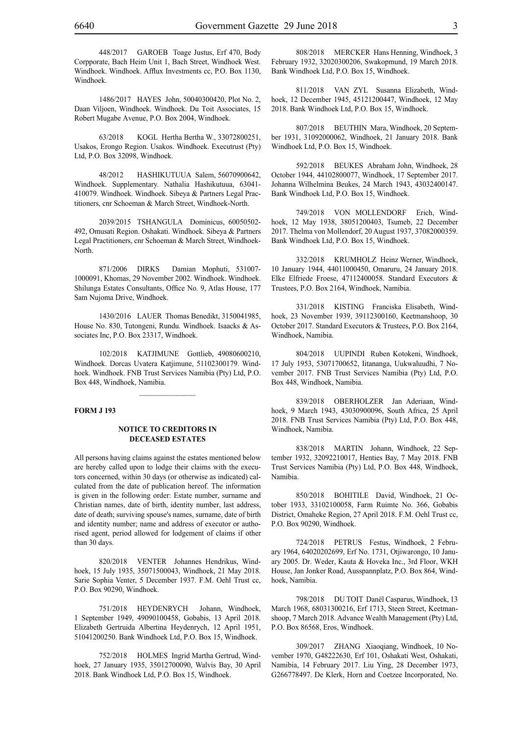448/2017 GAROEB Toage Justus, Erf 470, Body Corpporate, Bach Heim Unit 1, Bach Street, Windhoek West. Windhoek. Windhoek. Afflux Investments cc, P.O. Box 1130, Windhoek.

1486/2017 HAYES John, 50040300420, Plot No. 2, Daan Viljoen, Windhoek. Windhoek. Du Toit Associates, 15 Robert Mugabe Avenue, P.O. Box 2004, Windhoek.

63/2018 KOGL Hertha Bertha W., 33072800251, Usakos, Erongo Region. Usakos. Windhoek. Executrust (Pty) Ltd, P.O. Box 32098, Windhoek.

48/2012 HASHIKUTUUA Salem, 56070900642, Windhoek. Supplementary. Nathalia Hashikutuua, 63041-410079. Windhoek. Windhoek. Sibeya & Partners Legal Practitioners, cnr Schoeman & March Street, Windhoek-North.

2039/2015 TSHANGULA Dominicus, 60050502-492, Omusati Region. Oshakati. Windhoek. Sibeya & Partners Legal Practitioners, cnr Schoeman & March Street, Windhoek-North.

871/2006 DIRKS Damian Mophuti, 531007-1000091, Khomas, 29 November 2002. Windhoek. Windhoek. Shilunga Estates Consultants, Office No. 9, Atlas House, 177 Sam Nujoma Drive, Windhoek.

1430/2016 LAUER Thomas Benedikt, 3150041985, House No. 830, Tutongeni, Rundu. Windhoek. Isaacks & Associates Inc, P.O. Box 23317, Windhoek.

102/2018 KATJIMUNE Gottlieb, 49080600210, Windhoek. Dorcas Uvatera Katjimune, 51102300179. Windhoek. Windhoek. FNB Trust Services Namibia (Pty) Ltd, P.O. Box 448, Windhoek, Namibia.

---

**FORM J 193**

### NOTICE TO CREDITORS IN DECEASED ESTATES

All persons having claims against the estates mentioned below are hereby called upon to lodge their claims with the executors concerned, within 30 days (or otherwise as indicated) calculated from the date of publication hereof. The information is given in the following order: Estate number, surname and Christian names, date of birth, identity number, last address, date of death; surviving spouse's names, surname, date of birth and identity number; name and address of executor or authorised agent, period allowed for lodgement of claims if other than 30 days.

820/2018 VENTER Johannes Hendrikus, Windhoek, 15 July 1935, 35071500043, Windhoek, 21 May 2018. Sarie Sophia Venter, 5 December 1937. F.M. Oehl Trust cc, P.O. Box 90290, Windhoek.

751/2018 HEYDENRYCH Johann, Windhoek, 1 September 1949, 49090100458, Gobabis, 13 April 2018. Elizabeth Gertruida Albertina Heydenrych, 12 April 1951, 51041200250. Bank Windhoek Ltd, P.O. Box 15, Windhoek.

752/2018 HOLMES Ingrid Martha Gertrud, Windhoek, 27 January 1935, 35012700090, Walvis Bay, 30 April 2018. Bank Windhoek Ltd, P.O. Box 15, Windhoek.

808/2018 MERCKER Hans Henning, Windhoek, 3 February 1932, 32020300206, Swakopmund, 19 March 2018. Bank Windhoek Ltd, P.O. Box 15, Windhoek.

811/2018 VAN ZYL Susanna Elizabeth, Windhoek, 12 December 1945, 45121200447, Windhoek, 12 May 2018. Bank Windhoek Ltd, P.O. Box 15, Windhoek.

807/2018 BEUTHIN Mara, Windhoek, 20 September 1931, 31092000062, Windhoek, 21 January 2018. Bank Windhoek Ltd, P.O. Box 15, Windhoek.

592/2018 BEUKES Abraham John, Windhoek, 28 October 1944, 44102800077, Windhoek, 17 September 2017. Johanna Wilhelmina Beukes, 24 March 1943, 43032400147. Bank Windhoek Ltd, P.O. Box 15, Windhoek.

749/2018 VON MOLLENDORF Erich, Windhoek, 12 May 1938, 38051200403, Tsumeb, 22 December 2017. Thelma von Mollendorf, 20 August 1937, 37082000359. Bank Windhoek Ltd, P.O. Box 15, Windhoek.

332/2018 KRUMHOLZ Heinz Werner, Windhoek, 10 January 1944, 44011000450, Omaruru, 24 January 2018. Elke Elfriede Froese, 47112400058. Standard Executors & Trustees, P.O. Box 2164, Windhoek, Namibia.

331/2018 KISTING Franciska Elisabeth, Windhoek, 23 November 1939, 39112300160, Keetmanshoop, 30 October 2017. Standard Executors & Trustees, P.O. Box 2164, Windhoek, Namibia.

804/2018 UUPINDI Ruben Kotokeni, Windhoek, 17 July 1953, 53071700652, Iitananga, Uukwaluudhi, 7 November 2017. FNB Trust Services Namibia (Pty) Ltd, P.O. Box 448, Windhoek, Namibia.

839/2018 OBERHOLZER Jan Aderiaan, Windhoek, 9 March 1943, 43030900096, South Africa, 25 April 2018. FNB Trust Services Namibia (Pty) Ltd, P.O. Box 448, Windhoek, Namibia.

838/2018 MARTIN Johann, Windhoek, 22 September 1932, 32092210017, Henties Bay, 7 May 2018. FNB Trust Services Namibia (Pty) Ltd, P.O. Box 448, Windhoek, Namibia.

850/2018 BOHITILE David, Windhoek, 21 October 1933, 33102100058, Farm Ruimte No. 366, Gobabis District, Omaheke Region, 27 April 2018. F.M. Oehl Trust cc, P.O. Box 90290, Windhoek.

724/2018 PETRUS Festus, Windhoek, 2 February 1964, 64020202699, Erf No. 1731, Otjiwarongo, 10 January 2005. Dr. Weder, Kauta & Hoveka Inc., 3rd Floor, WKH House, Jan Jonker Road, Ausspannplatz, P.O. Box 864, Windhoek, Namibia.

798/2018 DU TOIT Danël Casparus, Windhoek, 13 March 1968, 68031300216, Erf 1713, Steen Street, Keetmanshoop, 7 March 2018. Advance Wealth Management (Pty) Ltd, P.O. Box 86568, Eros, Windhoek.

309/2017 ZHANG Xiaoqiang, Windhoek, 10 November 1970, G48222630, Erf 101, Oshakati West, Oshakati, Namibia, 14 February 2017. Liu Ying, 28 December 1973, G266778497. De Klerk, Horn and Coetzee Incorporated, No.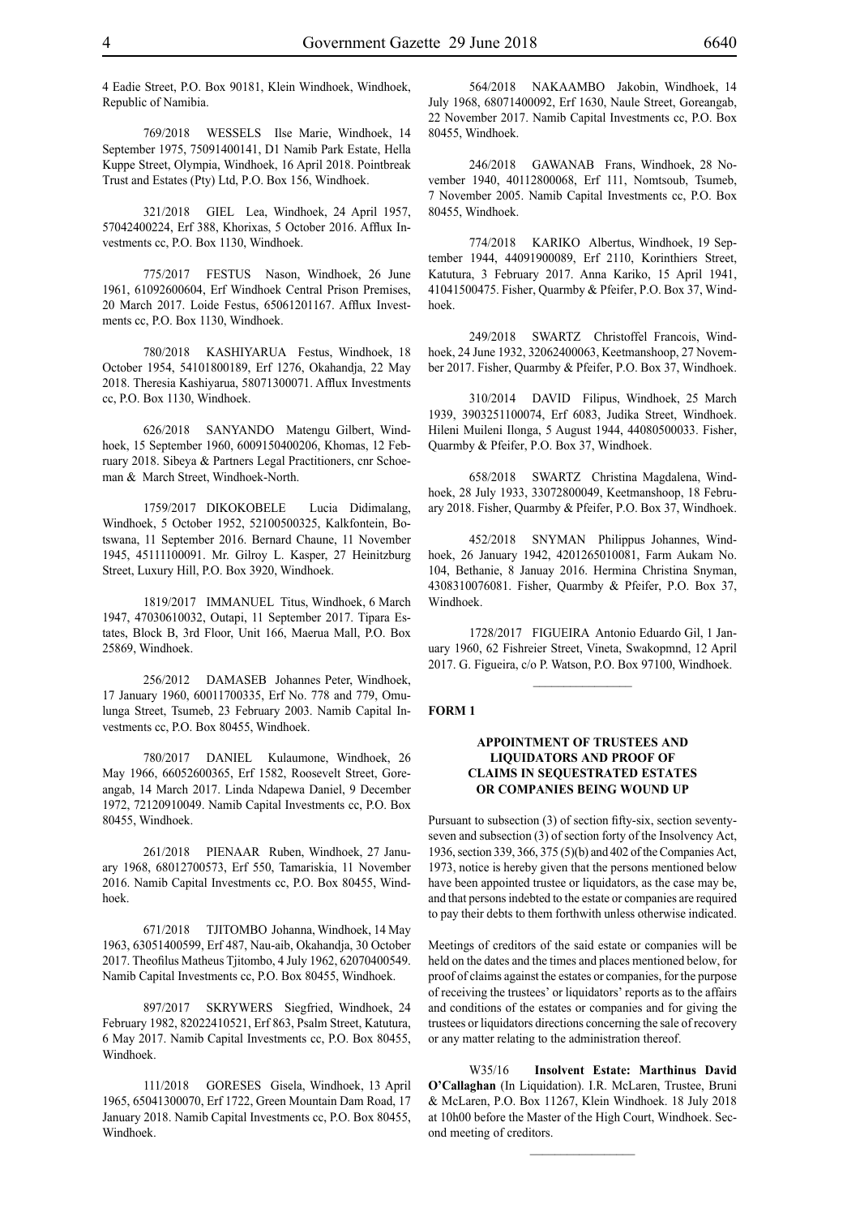4 Eadie Street, P.O. Box 90181, Klein Windhoek, Windhoek, Republic of Namibia.

769/2018 WESSELS Ilse Marie, Windhoek, 14 September 1975, 75091400141, D1 Namib Park Estate, Hella Kuppe Street, Olympia, Windhoek, 16 April 2018. Pointbreak Trust and Estates (Pty) Ltd, P.O. Box 156, Windhoek.

321/2018 GIEL Lea, Windhoek, 24 April 1957, 57042400224, Erf 388, Khorixas, 5 October 2016. Afflux Investments cc, P.O. Box 1130, Windhoek.

775/2017 FESTUS Nason, Windhoek, 26 June 1961, 61092600604, Erf Windhoek Central Prison Premises, 20 March 2017. Loide Festus, 65061201167. Afflux Investments cc, P.O. Box 1130, Windhoek.

780/2018 KASHIYARUA Festus, Windhoek, 18 October 1954, 54101800189, Erf 1276, Okahandja, 22 May 2018. Theresia Kashiyarua, 58071300071. Afflux Investments cc, P.O. Box 1130, Windhoek.

626/2018 SANYANDO Matengu Gilbert, Windhoek, 15 September 1960, 6009150400206, Khomas, 12 February 2018. Sibeya & Partners Legal Practitioners, cnr Schoeman & March Street, Windhoek-North.

1759/2017 DIKOKOBELE Lucia Didimalang, Windhoek, 5 October 1952, 52100500325, Kalkfontein, Botswana, 11 September 2016. Bernard Chaune, 11 November 1945, 45111100091. Mr. Gilroy L. Kasper, 27 Heinitzburg Street, Luxury Hill, P.O. Box 3920, Windhoek.

1819/2017 IMMANUEL Titus, Windhoek, 6 March 1947, 47030610032, Outapi, 11 September 2017. Tipara Estates, Block B, 3rd Floor, Unit 166, Maerua Mall, P.O. Box 25869, Windhoek.

256/2012 DAMASEB Johannes Peter, Windhoek, 17 January 1960, 60011700335, Erf No. 778 and 779, Omulunga Street, Tsumeb, 23 February 2003. Namib Capital Investments cc, P.O. Box 80455, Windhoek.

780/2017 DANIEL Kulaumone, Windhoek, 26 May 1966, 66052600365, Erf 1582, Roosevelt Street, Goreangab, 14 March 2017. Linda Ndapewa Daniel, 9 December 1972, 72120910049. Namib Capital Investments cc, P.O. Box 80455, Windhoek.

261/2018 PIENAAR Ruben, Windhoek, 27 January 1968, 68012700573, Erf 550, Tamariskia, 11 November 2016. Namib Capital Investments cc, P.O. Box 80455, Windhoek.

671/2018 TJITOMBO Johanna, Windhoek, 14 May 1963, 63051400599, Erf 487, Nau-aib, Okahandja, 30 October 2017. Theofilus Matheus Tjitombo, 4 July 1962, 62070400549. Namib Capital Investments cc, P.O. Box 80455, Windhoek.

897/2017 SKRYWERS Siegfried, Windhoek, 24 February 1982, 82022410521, Erf 863, Psalm Street, Katutura, 6 May 2017. Namib Capital Investments cc, P.O. Box 80455, Windhoek.

111/2018 GORESES Gisela, Windhoek, 13 April 1965, 65041300070, Erf 1722, Green Mountain Dam Road, 17 January 2018. Namib Capital Investments cc, P.O. Box 80455, Windhoek.

564/2018 NAKAAMBO Jakobin, Windhoek, 14 July 1968, 68071400092, Erf 1630, Naule Street, Goreangab, 22 November 2017. Namib Capital Investments cc, P.O. Box 80455, Windhoek.

246/2018 GAWANAB Frans, Windhoek, 28 November 1940, 40112800068, Erf 111, Nomtsoub, Tsumeb, 7 November 2005. Namib Capital Investments cc, P.O. Box 80455, Windhoek.

774/2018 KARIKO Albertus, Windhoek, 19 September 1944, 44091900089, Erf 2110, Korinthiers Street, Katutura, 3 February 2017. Anna Kariko, 15 April 1941, 41041500475. Fisher, Quarmby & Pfeifer, P.O. Box 37, Windhoek.

249/2018 SWARTZ Christoffel Francois, Windhoek, 24 June 1932, 32062400063, Keetmanshoop, 27 November 2017. Fisher, Quarmby & Pfeifer, P.O. Box 37, Windhoek.

310/2014 DAVID Filipus, Windhoek, 25 March 1939, 3903251100074, Erf 6083, Judika Street, Windhoek. Hileni Muileni Ilonga, 5 August 1944, 44080500033. Fisher, Quarmby & Pfeifer, P.O. Box 37, Windhoek.

658/2018 SWARTZ Christina Magdalena, Windhoek, 28 July 1933, 33072800049, Keetmanshoop, 18 February 2018. Fisher, Quarmby & Pfeifer, P.O. Box 37, Windhoek.

452/2018 SNYMAN Philippus Johannes, Windhoek, 26 January 1942, 4201265010081, Farm Aukam No. 104, Bethanie, 8 Januay 2016. Hermina Christina Snyman, 4308310076081. Fisher, Quarmby & Pfeifer, P.O. Box 37, Windhoek.

1728/2017 FIGUEIRA Antonio Eduardo Gil, 1 January 1960, 62 Fishreier Street, Vineta, Swakopmnd, 12 April 2017. G. Figueira, c/o P. Watson, P.O. Box 97100, Windhoek.

---

**FORM 1**

### APPOINTMENT OF TRUSTEES AND LIQUIDATORS AND PROOF OF CLAIMS IN SEQUESTRATED ESTATES OR COMPANIES BEING WOUND UP

Pursuant to subsection (3) of section fifty-six, section seventy-seven and subsection (3) of section forty of the Insolvency Act, 1936, section 339, 366, 375 (5)(b) and 402 of the Companies Act, 1973, notice is hereby given that the persons mentioned below have been appointed trustee or liquidators, as the case may be, and that persons indebted to the estate or companies are required to pay their debts to them forthwith unless otherwise indicated.

Meetings of creditors of the said estate or companies will be held on the dates and the times and places mentioned below, for proof of claims against the estates or companies, for the purpose of receiving the trustees' or liquidators' reports as to the affairs and conditions of the estates or companies and for giving the trustees or liquidators directions concerning the sale of recovery or any matter relating to the administration thereof.

W35/16 **Insolvent Estate: Marthinus David O'Callaghan** (In Liquidation). I.R. McLaren, Trustee, Bruni & McLaren, P.O. Box 11267, Klein Windhoek. 18 July 2018 at 10h00 before the Master of the High Court, Windhoek. Second meeting of creditors.

---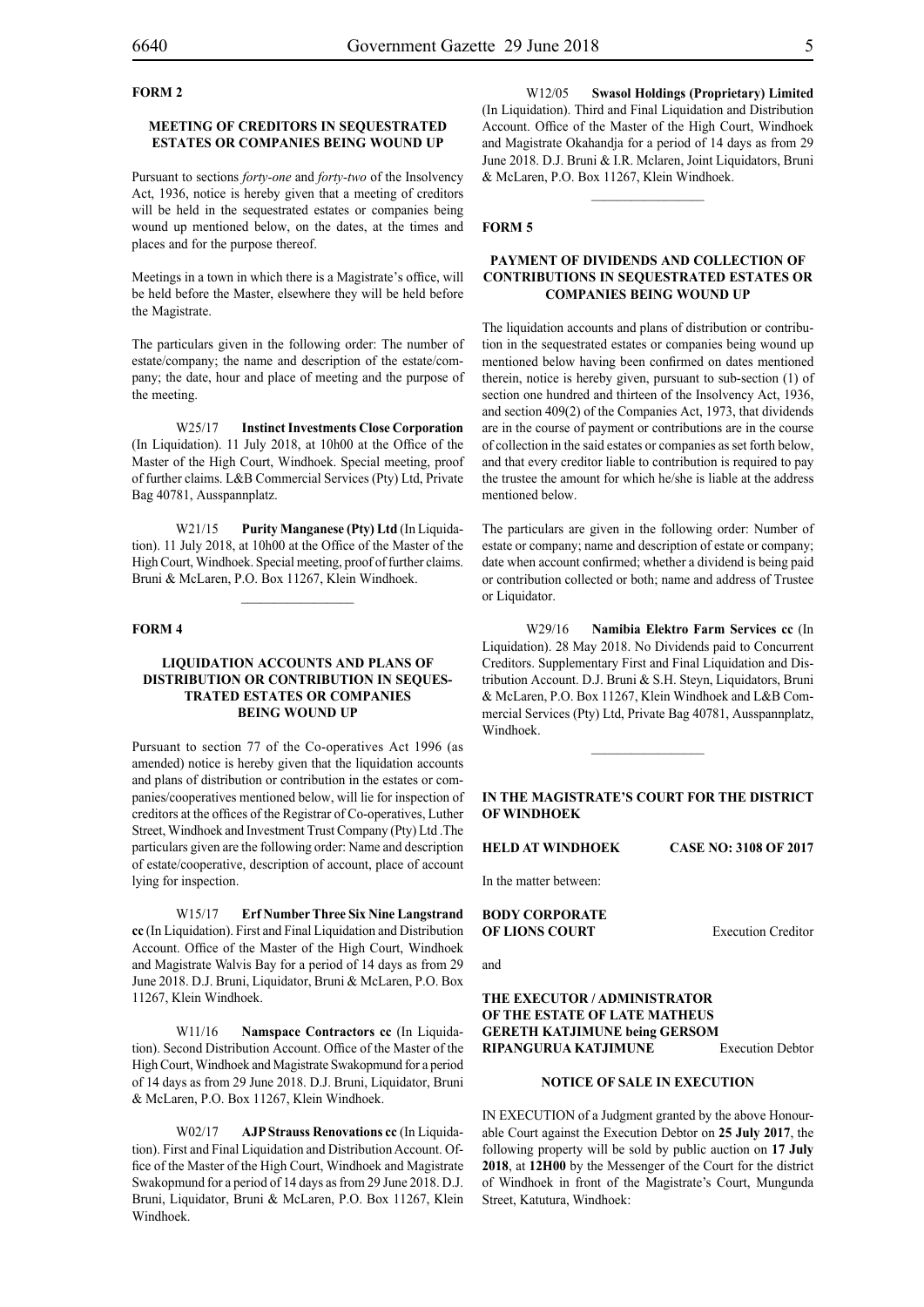## FORM 2

### MEETING OF CREDITORS IN SEQUESTRATED ESTATES OR COMPANIES BEING WOUND UP

Pursuant to sections *forty-one* and *forty-two* of the Insolvency Act, 1936, notice is hereby given that a meeting of creditors will be held in the sequestrated estates or companies being wound up mentioned below, on the dates, at the times and places and for the purpose thereof.

Meetings in a town in which there is a Magistrate's office, will be held before the Master, elsewhere they will be held before the Magistrate.

The particulars given in the following order: The number of estate/company; the name and description of the estate/company; the date, hour and place of meeting and the purpose of the meeting.

W25/17 **Instinct Investments Close Corporation** (In Liquidation). 11 July 2018, at 10h00 at the Office of the Master of the High Court, Windhoek. Special meeting, proof of further claims. L&B Commercial Services (Pty) Ltd, Private Bag 40781, Ausspannplatz.

W21/15 **Purity Manganese (Pty) Ltd** (In Liquidation). 11 July 2018, at 10h00 at the Office of the Master of the High Court, Windhoek. Special meeting, proof of further claims. Bruni & McLaren, P.O. Box 11267, Klein Windhoek.

________________

## FORM 4

### LIQUIDATION ACCOUNTS AND PLANS OF DISTRIBUTION OR CONTRIBUTION IN SEQUESTRATED ESTATES OR COMPANIES BEING WOUND UP

Pursuant to section 77 of the Co-operatives Act 1996 (as amended) notice is hereby given that the liquidation accounts and plans of distribution or contribution in the estates or companies/cooperatives mentioned below, will lie for inspection of creditors at the offices of the Registrar of Co-operatives, Luther Street, Windhoek and Investment Trust Company (Pty) Ltd .The particulars given are the following order: Name and description of estate/cooperative, description of account, place of account lying for inspection.

W15/17 **Erf Number Three Six Nine Langstrand cc** (In Liquidation). First and Final Liquidation and Distribution Account. Office of the Master of the High Court, Windhoek and Magistrate Walvis Bay for a period of 14 days as from 29 June 2018. D.J. Bruni, Liquidator, Bruni & McLaren, P.O. Box 11267, Klein Windhoek.

W11/16 **Namspace Contractors cc** (In Liquidation). Second Distribution Account. Office of the Master of the High Court, Windhoek and Magistrate Swakopmund for a period of 14 days as from 29 June 2018. D.J. Bruni, Liquidator, Bruni & McLaren, P.O. Box 11267, Klein Windhoek.

W02/17 **AJP Strauss Renovations cc** (In Liquidation). First and Final Liquidation and Distribution Account. Office of the Master of the High Court, Windhoek and Magistrate Swakopmund for a period of 14 days as from 29 June 2018. D.J. Bruni, Liquidator, Bruni & McLaren, P.O. Box 11267, Klein Windhoek.

W12/05 **Swasol Holdings (Proprietary) Limited** (In Liquidation). Third and Final Liquidation and Distribution Account. Office of the Master of the High Court, Windhoek and Magistrate Okahandja for a period of 14 days as from 29 June 2018. D.J. Bruni & I.R. Mclaren, Joint Liquidators, Bruni & McLaren, P.O. Box 11267, Klein Windhoek.

________________

## FORM 5

### PAYMENT OF DIVIDENDS AND COLLECTION OF CONTRIBUTIONS IN SEQUESTRATED ESTATES OR COMPANIES BEING WOUND UP

The liquidation accounts and plans of distribution or contribution in the sequestrated estates or companies being wound up mentioned below having been confirmed on dates mentioned therein, notice is hereby given, pursuant to sub-section (1) of section one hundred and thirteen of the Insolvency Act, 1936, and section 409(2) of the Companies Act, 1973, that dividends are in the course of payment or contributions are in the course of collection in the said estates or companies as set forth below, and that every creditor liable to contribution is required to pay the trustee the amount for which he/she is liable at the address mentioned below.

The particulars are given in the following order: Number of estate or company; name and description of estate or company; date when account confirmed; whether a dividend is being paid or contribution collected or both; name and address of Trustee or Liquidator.

W29/16 **Namibia Elektro Farm Services cc** (In Liquidation). 28 May 2018. No Dividends paid to Concurrent Creditors. Supplementary First and Final Liquidation and Distribution Account. D.J. Bruni & S.H. Steyn, Liquidators, Bruni & McLaren, P.O. Box 11267, Klein Windhoek and L&B Commercial Services (Pty) Ltd, Private Bag 40781, Ausspannplatz, Windhoek.

________________

### IN THE MAGISTRATE'S COURT FOR THE DISTRICT OF WINDHOEK

**HELD AT WINDHOEK** **CASE NO: 3108 OF 2017**

In the matter between:

**BODY CORPORATE OF LIONS COURT** Execution Creditor

and

**THE EXECUTOR / ADMINISTRATOR OF THE ESTATE OF LATE MATHEUS GERETH KATJIMUNE being GERSOM RIPANGURUA KATJIMUNE** Execution Debtor

### NOTICE OF SALE IN EXECUTION

IN EXECUTION of a Judgment granted by the above Honourable Court against the Execution Debtor on **25 July 2017**, the following property will be sold by public auction on **17 July 2018**, at **12H00** by the Messenger of the Court for the district of Windhoek in front of the Magistrate's Court, Mungunda Street, Katutura, Windhoek: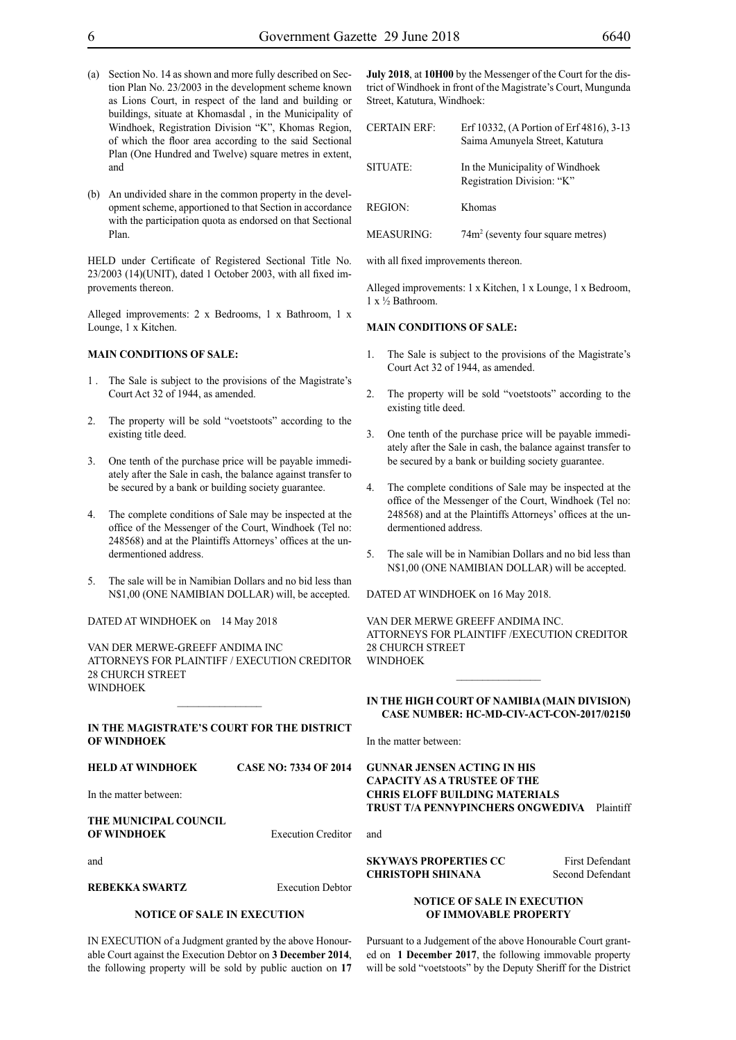(a) Section No. 14 as shown and more fully described on Section Plan No. 23/2003 in the development scheme known as Lions Court, in respect of the land and building or buildings, situate at Khomasdal , in the Municipality of Windhoek, Registration Division "K", Khomas Region, of which the floor area according to the said Sectional Plan (One Hundred and Twelve) square metres in extent, and

(b) An undivided share in the common property in the development scheme, apportioned to that Section in accordance with the participation quota as endorsed on that Sectional Plan.

HELD under Certificate of Registered Sectional Title No. 23/2003 (14)(UNIT), dated 1 October 2003, with all fixed improvements thereon.

Alleged improvements: 2 x Bedrooms, 1 x Bathroom, 1 x Lounge, 1 x Kitchen.

**MAIN CONDITIONS OF SALE:**

1 . The Sale is subject to the provisions of the Magistrate's Court Act 32 of 1944, as amended.

2. The property will be sold "voetstoots" according to the existing title deed.

3. One tenth of the purchase price will be payable immediately after the Sale in cash, the balance against transfer to be secured by a bank or building society guarantee.

4. The complete conditions of Sale may be inspected at the office of the Messenger of the Court, Windhoek (Tel no: 248568) and at the Plaintiffs Attorneys' offices at the undermentioned address.

5. The sale will be in Namibian Dollars and no bid less than N$1,00 (ONE NAMIBIAN DOLLAR) will, be accepted.

DATED AT WINDHOEK on 14 May 2018

VAN DER MERWE-GREEFF ANDIMA INC
ATTORNEYS FOR PLAINTIFF / EXECUTION CREDITOR
28 CHURCH STREET
WINDHOEK

________________

**IN THE MAGISTRATE'S COURT FOR THE DISTRICT OF WINDHOEK**

**HELD AT WINDHOEK** **CASE NO: 7334 OF 2014**

In the matter between:

**THE MUNICIPAL COUNCIL OF WINDHOEK** Execution Creditor

and

**REBEKKA SWARTZ** Execution Debtor

**NOTICE OF SALE IN EXECUTION**

IN EXECUTION of a Judgment granted by the above Honourable Court against the Execution Debtor on **3 December 2014**, the following property will be sold by public auction on **17 July 2018**, at **10H00** by the Messenger of the Court for the district of Windhoek in front of the Magistrate's Court, Mungunda Street, Katutura, Windhoek:

| | |
|---|---|
| CERTAIN ERF: | Erf 10332, (A Portion of Erf 4816), 3-13 Saima Amunyela Street, Katutura |
| SITUATE: | In the Municipality of Windhoek Registration Division: "K" |
| REGION: | Khomas |
| MEASURING: | 74m² (seventy four square metres) |

with all fixed improvements thereon.

Alleged improvements: 1 x Kitchen, 1 x Lounge, 1 x Bedroom, 1 x ½ Bathroom.

**MAIN CONDITIONS OF SALE:**

1. The Sale is subject to the provisions of the Magistrate's Court Act 32 of 1944, as amended.

2. The property will be sold "voetstoots" according to the existing title deed.

3. One tenth of the purchase price will be payable immediately after the Sale in cash, the balance against transfer to be secured by a bank or building society guarantee.

4. The complete conditions of Sale may be inspected at the office of the Messenger of the Court, Windhoek (Tel no: 248568) and at the Plaintiffs Attorneys' offices at the undermentioned address.

5. The sale will be in Namibian Dollars and no bid less than N$1,00 (ONE NAMIBIAN DOLLAR) will be accepted.

DATED AT WINDHOEK on 16 May 2018.

VAN DER MERWE GREEFF ANDIMA INC.
ATTORNEYS FOR PLAINTIFF /EXECUTION CREDITOR
28 CHURCH STREET
WINDHOEK

________________

**IN THE HIGH COURT OF NAMIBIA (MAIN DIVISION)**
**CASE NUMBER: HC-MD-CIV-ACT-CON-2017/02150**

In the matter between:

**GUNNAR JENSEN ACTING IN HIS CAPACITY AS A TRUSTEE OF THE CHRIS ELOFF BUILDING MATERIALS TRUST T/A PENNYPINCHERS ONGWEDIVA** Plaintiff

and

**SKYWAYS PROPERTIES CC** First Defendant
**CHRISTOPH SHINANA** Second Defendant

**NOTICE OF SALE IN EXECUTION OF IMMOVABLE PROPERTY**

Pursuant to a Judgement of the above Honourable Court granted on **1 December 2017**, the following immovable property will be sold "voetstoots" by the Deputy Sheriff for the District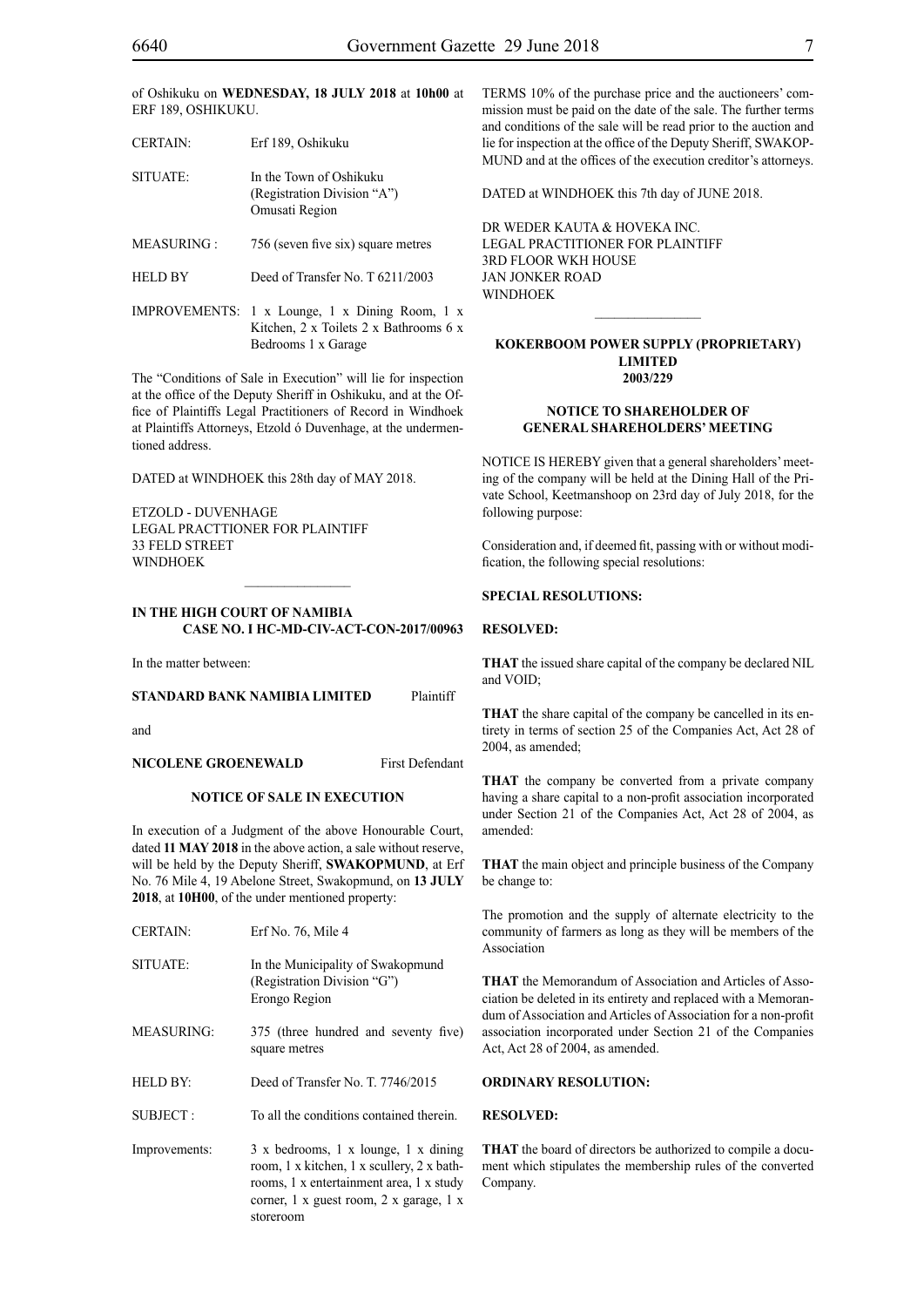of Oshikuku on **WEDNESDAY, 18 JULY 2018** at **10h00** at ERF 189, OSHIKUKU.

| | |
|---|---|
| CERTAIN: | Erf 189, Oshikuku |
| SITUATE: | In the Town of Oshikuku (Registration Division "A") Omusati Region |
| MEASURING : | 756 (seven five six) square metres |
| HELD BY | Deed of Transfer No. T 6211/2003 |
| IMPROVEMENTS: | 1 x Lounge, 1 x Dining Room, 1 x Kitchen, 2 x Toilets 2 x Bathrooms 6 x Bedrooms 1 x Garage |

The "Conditions of Sale in Execution" will lie for inspection at the office of the Deputy Sheriff in Oshikuku, and at the Office of Plaintiffs Legal Practitioners of Record in Windhoek at Plaintiffs Attorneys, Etzold ó Duvenhage, at the undermentioned address.

DATED at WINDHOEK this 28th day of MAY 2018.

ETZOLD - DUVENHAGE
LEGAL PRACTTIONER FOR PLAINTIFF
33 FELD STREET
WINDHOEK

---

**IN THE HIGH COURT OF NAMIBIA**
**CASE NO. I HC-MD-CIV-ACT-CON-2017/00963**

In the matter between:

**STANDARD BANK NAMIBIA LIMITED** Plaintiff

and

**NICOLENE GROENEWALD** First Defendant

**NOTICE OF SALE IN EXECUTION**

In execution of a Judgment of the above Honourable Court, dated **11 MAY 2018** in the above action, a sale without reserve, will be held by the Deputy Sheriff, **SWAKOPMUND**, at Erf No. 76 Mile 4, 19 Abelone Street, Swakopmund, on **13 JULY 2018**, at **10H00**, of the under mentioned property:

| | |
|---|---|
| CERTAIN: | Erf No. 76, Mile 4 |
| SITUATE: | In the Municipality of Swakopmund (Registration Division "G") Erongo Region |
| MEASURING: | 375 (three hundred and seventy five) square metres |
| HELD BY: | Deed of Transfer No. T. 7746/2015 |
| SUBJECT : | To all the conditions contained therein. |
| Improvements: | 3 x bedrooms, 1 x lounge, 1 x dining room, 1 x kitchen, 1 x scullery, 2 x bathrooms, 1 x entertainment area, 1 x study corner, 1 x guest room, 2 x garage, 1 x storeroom |

TERMS 10% of the purchase price and the auctioneers' commission must be paid on the date of the sale. The further terms and conditions of the sale will be read prior to the auction and lie for inspection at the office of the Deputy Sheriff, SWAKOPMUND and at the offices of the execution creditor's attorneys.

DATED at WINDHOEK this 7th day of JUNE 2018.

DR WEDER KAUTA & HOVEKA INC.
LEGAL PRACTITIONER FOR PLAINTIFF
3RD FLOOR WKH HOUSE
JAN JONKER ROAD
WINDHOEK

---

**KOKERBOOM POWER SUPPLY (PROPRIETARY) LIMITED**
**2003/229**

**NOTICE TO SHAREHOLDER OF GENERAL SHAREHOLDERS' MEETING**

NOTICE IS HEREBY given that a general shareholders' meeting of the company will be held at the Dining Hall of the Private School, Keetmanshoop on 23rd day of July 2018, for the following purpose:

Consideration and, if deemed fit, passing with or without modification, the following special resolutions:

**SPECIAL RESOLUTIONS:**

**RESOLVED:**

**THAT** the issued share capital of the company be declared NIL and VOID;

**THAT** the share capital of the company be cancelled in its entirety in terms of section 25 of the Companies Act, Act 28 of 2004, as amended;

**THAT** the company be converted from a private company having a share capital to a non-profit association incorporated under Section 21 of the Companies Act, Act 28 of 2004, as amended:

**THAT** the main object and principle business of the Company be change to:

The promotion and the supply of alternate electricity to the community of farmers as long as they will be members of the Association

**THAT** the Memorandum of Association and Articles of Association be deleted in its entirety and replaced with a Memorandum of Association and Articles of Association for a non-profit association incorporated under Section 21 of the Companies Act, Act 28 of 2004, as amended.

**ORDINARY RESOLUTION:**

**RESOLVED:**

**THAT** the board of directors be authorized to compile a document which stipulates the membership rules of the converted Company.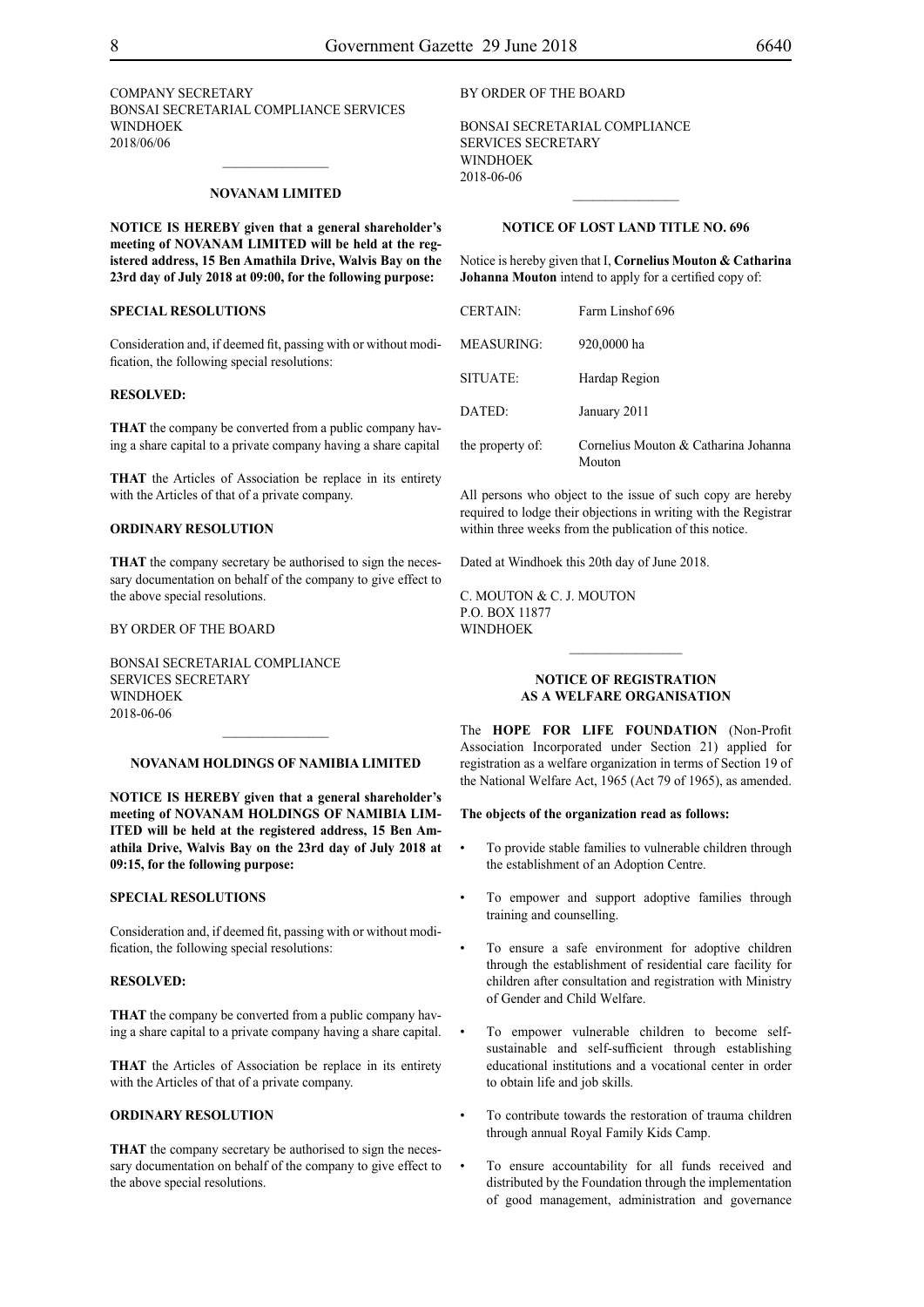COMPANY SECRETARY
BONSAI SECRETARIAL COMPLIANCE SERVICES
WINDHOEK
2018/06/06

---

**NOVANAM LIMITED**

**NOTICE IS HEREBY given that a general shareholder's meeting of NOVANAM LIMITED will be held at the registered address, 15 Ben Amathila Drive, Walvis Bay on the 23rd day of July 2018 at 09:00, for the following purpose:**

**SPECIAL RESOLUTIONS**

Consideration and, if deemed fit, passing with or without modification, the following special resolutions:

**RESOLVED:**

**THAT** the company be converted from a public company having a share capital to a private company having a share capital

**THAT** the Articles of Association be replace in its entirety with the Articles of that of a private company.

**ORDINARY RESOLUTION**

**THAT** the company secretary be authorised to sign the necessary documentation on behalf of the company to give effect to the above special resolutions.

BY ORDER OF THE BOARD

BONSAI SECRETARIAL COMPLIANCE
SERVICES SECRETARY
WINDHOEK
2018-06-06

---

**NOVANAM HOLDINGS OF NAMIBIA LIMITED**

**NOTICE IS HEREBY given that a general shareholder's meeting of NOVANAM HOLDINGS OF NAMIBIA LIMITED will be held at the registered address, 15 Ben Amathila Drive, Walvis Bay on the 23rd day of July 2018 at 09:15, for the following purpose:**

**SPECIAL RESOLUTIONS**

Consideration and, if deemed fit, passing with or without modification, the following special resolutions:

**RESOLVED:**

**THAT** the company be converted from a public company having a share capital to a private company having a share capital.

**THAT** the Articles of Association be replace in its entirety with the Articles of that of a private company.

**ORDINARY RESOLUTION**

**THAT** the company secretary be authorised to sign the necessary documentation on behalf of the company to give effect to the above special resolutions.

BY ORDER OF THE BOARD

BONSAI SECRETARIAL COMPLIANCE
SERVICES SECRETARY
WINDHOEK
2018-06-06

---

**NOTICE OF LOST LAND TITLE NO. 696**

Notice is hereby given that I, **Cornelius Mouton & Catharina Johanna Mouton** intend to apply for a certified copy of:

| | |
|---|---|
| CERTAIN: | Farm Linshof 696 |
| MEASURING: | 920,0000 ha |
| SITUATE: | Hardap Region |
| DATED: | January 2011 |
| the property of: | Cornelius Mouton & Catharina Johanna Mouton |

All persons who object to the issue of such copy are hereby required to lodge their objections in writing with the Registrar within three weeks from the publication of this notice.

Dated at Windhoek this 20th day of June 2018.

C. MOUTON & C. J. MOUTON
P.O. BOX 11877
WINDHOEK

---

**NOTICE OF REGISTRATION AS A WELFARE ORGANISATION**

The **HOPE FOR LIFE FOUNDATION** (Non-Profit Association Incorporated under Section 21) applied for registration as a welfare organization in terms of Section 19 of the National Welfare Act, 1965 (Act 79 of 1965), as amended.

**The objects of the organization read as follows:**

- To provide stable families to vulnerable children through the establishment of an Adoption Centre.
- To empower and support adoptive families through training and counselling.
- To ensure a safe environment for adoptive children through the establishment of residential care facility for children after consultation and registration with Ministry of Gender and Child Welfare.
- To empower vulnerable children to become self-sustainable and self-sufficient through establishing educational institutions and a vocational center in order to obtain life and job skills.
- To contribute towards the restoration of trauma children through annual Royal Family Kids Camp.
- To ensure accountability for all funds received and distributed by the Foundation through the implementation of good management, administration and governance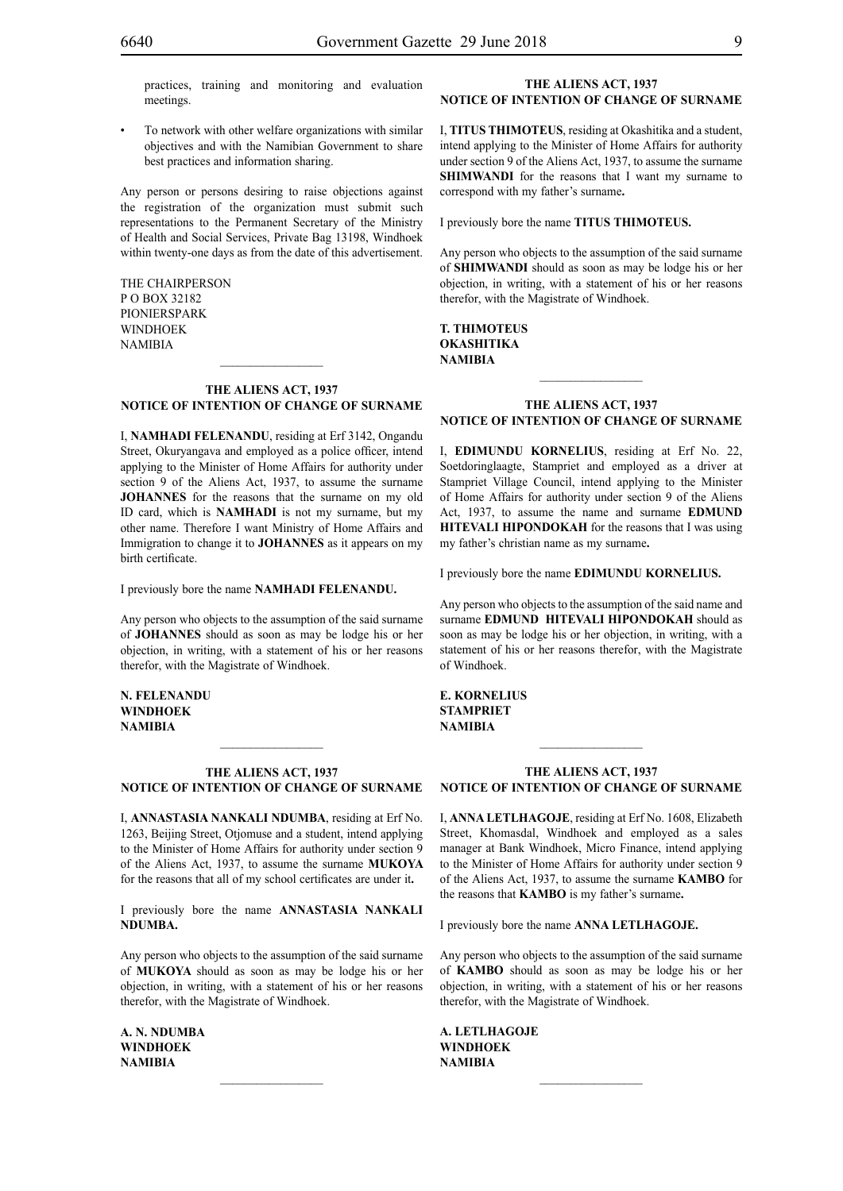practices, training and monitoring and evaluation meetings.

- To network with other welfare organizations with similar objectives and with the Namibian Government to share best practices and information sharing.

Any person or persons desiring to raise objections against the registration of the organization must submit such representations to the Permanent Secretary of the Ministry of Health and Social Services, Private Bag 13198, Windhoek within twenty-one days as from the date of this advertisement.

THE CHAIRPERSON
P O BOX 32182
PIONIERSPARK
WINDHOEK
NAMIBIA

---

**THE ALIENS ACT, 1937**
**NOTICE OF INTENTION OF CHANGE OF SURNAME**

I, **NAMHADI FELENANDU**, residing at Erf 3142, Ongandu Street, Okuryangava and employed as a police officer, intend applying to the Minister of Home Affairs for authority under section 9 of the Aliens Act, 1937, to assume the surname **JOHANNES** for the reasons that the surname on my old ID card, which is **NAMHADI** is not my surname, but my other name. Therefore I want Ministry of Home Affairs and Immigration to change it to **JOHANNES** as it appears on my birth certificate.

I previously bore the name **NAMHADI FELENANDU.**

Any person who objects to the assumption of the said surname of **JOHANNES** should as soon as may be lodge his or her objection, in writing, with a statement of his or her reasons therefor, with the Magistrate of Windhoek.

**N. FELENANDU**
**WINDHOEK**
**NAMIBIA**

---

**THE ALIENS ACT, 1937**
**NOTICE OF INTENTION OF CHANGE OF SURNAME**

I, **ANNASTASIA NANKALI NDUMBA**, residing at Erf No. 1263, Beijing Street, Otjomuse and a student, intend applying to the Minister of Home Affairs for authority under section 9 of the Aliens Act, 1937, to assume the surname **MUKOYA** for the reasons that all of my school certificates are under it**.**

I previously bore the name **ANNASTASIA NANKALI NDUMBA.**

Any person who objects to the assumption of the said surname of **MUKOYA** should as soon as may be lodge his or her objection, in writing, with a statement of his or her reasons therefor, with the Magistrate of Windhoek.

**A. N. NDUMBA**
**WINDHOEK**
**NAMIBIA**

---

**THE ALIENS ACT, 1937**
**NOTICE OF INTENTION OF CHANGE OF SURNAME**

I, **TITUS THIMOTEUS**, residing at Okashitika and a student, intend applying to the Minister of Home Affairs for authority under section 9 of the Aliens Act, 1937, to assume the surname **SHIMWANDI** for the reasons that I want my surname to correspond with my father's surname**.**

I previously bore the name **TITUS THIMOTEUS.**

Any person who objects to the assumption of the said surname of **SHIMWANDI** should as soon as may be lodge his or her objection, in writing, with a statement of his or her reasons therefor, with the Magistrate of Windhoek.

**T. THIMOTEUS**
**OKASHITIKA**
**NAMIBIA**

---

**THE ALIENS ACT, 1937**
**NOTICE OF INTENTION OF CHANGE OF SURNAME**

I, **EDIMUNDU KORNELIUS**, residing at Erf No. 22, Soetdoringlaagte, Stampriet and employed as a driver at Stampriet Village Council, intend applying to the Minister of Home Affairs for authority under section 9 of the Aliens Act, 1937, to assume the name and surname **EDMUND HITEVALI HIPONDOKAH** for the reasons that I was using my father's christian name as my surname**.**

I previously bore the name **EDIMUNDU KORNELIUS.**

Any person who objects to the assumption of the said name and surname **EDMUND HITEVALI HIPONDOKAH** should as soon as may be lodge his or her objection, in writing, with a statement of his or her reasons therefor, with the Magistrate of Windhoek.

**E. KORNELIUS**
**STAMPRIET**
**NAMIBIA**

---

**THE ALIENS ACT, 1937**
**NOTICE OF INTENTION OF CHANGE OF SURNAME**

I, **ANNA LETLHAGOJE**, residing at Erf No. 1608, Elizabeth Street, Khomasdal, Windhoek and employed as a sales manager at Bank Windhoek, Micro Finance, intend applying to the Minister of Home Affairs for authority under section 9 of the Aliens Act, 1937, to assume the surname **KAMBO** for the reasons that **KAMBO** is my father's surname**.**

I previously bore the name **ANNA LETLHAGOJE.**

Any person who objects to the assumption of the said surname of **KAMBO** should as soon as may be lodge his or her objection, in writing, with a statement of his or her reasons therefor, with the Magistrate of Windhoek.

**A. LETLHAGOJE**
**WINDHOEK**
**NAMIBIA**

---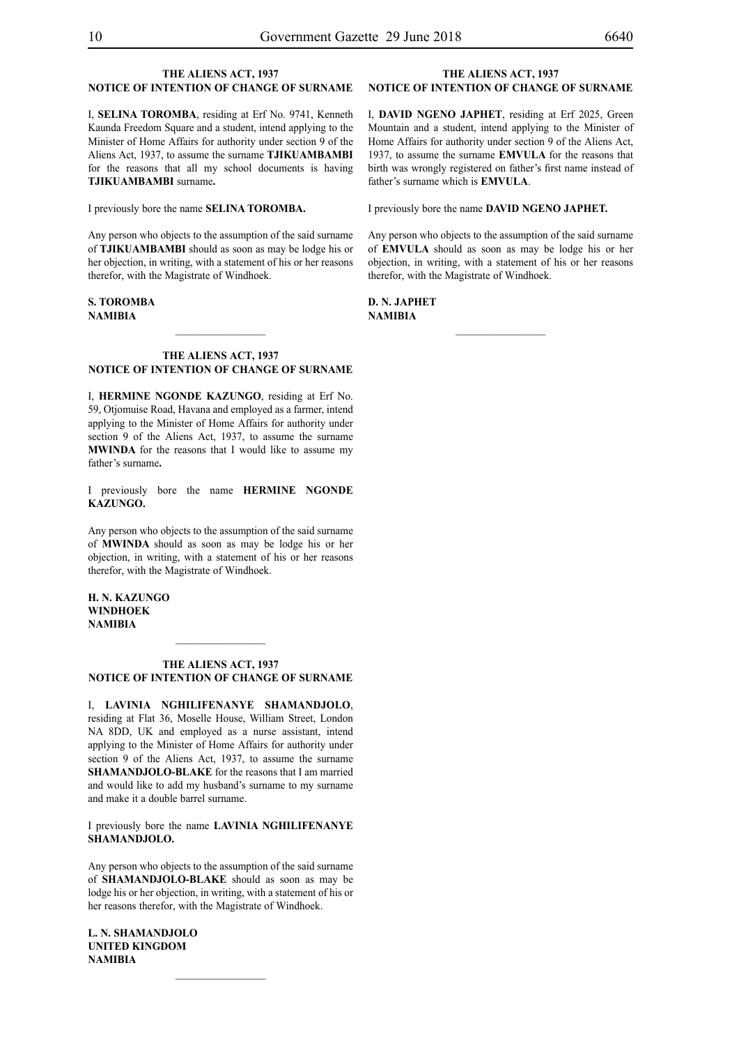**THE ALIENS ACT, 1937**
**NOTICE OF INTENTION OF CHANGE OF SURNAME**

I, **SELINA TOROMBA**, residing at Erf No. 9741, Kenneth Kaunda Freedom Square and a student, intend applying to the Minister of Home Affairs for authority under section 9 of the Aliens Act, 1937, to assume the surname **TJIKUAMBAMBI** for the reasons that all my school documents is having **TJIKUAMBAMBI** surname**.**

I previously bore the name **SELINA TOROMBA.**

Any person who objects to the assumption of the said surname of **TJIKUAMBAMBI** should as soon as may be lodge his or her objection, in writing, with a statement of his or her reasons therefor, with the Magistrate of Windhoek.

**S. TOROMBA**
**NAMIBIA**

---

**THE ALIENS ACT, 1937**
**NOTICE OF INTENTION OF CHANGE OF SURNAME**

I, **HERMINE NGONDE KAZUNGO**, residing at Erf No. 59, Otjomuise Road, Havana and employed as a farmer, intend applying to the Minister of Home Affairs for authority under section 9 of the Aliens Act, 1937, to assume the surname **MWINDA** for the reasons that I would like to assume my father's surname**.**

I previously bore the name **HERMINE NGONDE KAZUNGO.**

Any person who objects to the assumption of the said surname of **MWINDA** should as soon as may be lodge his or her objection, in writing, with a statement of his or her reasons therefor, with the Magistrate of Windhoek.

**H. N. KAZUNGO**
**WINDHOEK**
**NAMIBIA**

---

**THE ALIENS ACT, 1937**
**NOTICE OF INTENTION OF CHANGE OF SURNAME**

I, **LAVINIA NGHILIFENANYE SHAMANDJOLO**, residing at Flat 36, Moselle House, William Street, London NA 8DD, UK and employed as a nurse assistant, intend applying to the Minister of Home Affairs for authority under section 9 of the Aliens Act, 1937, to assume the surname **SHAMANDJOLO-BLAKE** for the reasons that I am married and would like to add my husband's surname to my surname and make it a double barrel surname.

I previously bore the name **LAVINIA NGHILIFENANYE SHAMANDJOLO.**

Any person who objects to the assumption of the said surname of **SHAMANDJOLO-BLAKE** should as soon as may be lodge his or her objection, in writing, with a statement of his or her reasons therefor, with the Magistrate of Windhoek.

**L. N. SHAMANDJOLO**
**UNITED KINGDOM**
**NAMIBIA**

---

**THE ALIENS ACT, 1937**
**NOTICE OF INTENTION OF CHANGE OF SURNAME**

I, **DAVID NGENO JAPHET**, residing at Erf 2025, Green Mountain and a student, intend applying to the Minister of Home Affairs for authority under section 9 of the Aliens Act, 1937, to assume the surname **EMVULA** for the reasons that birth was wrongly registered on father's first name instead of father's surname which is **EMVULA**.

I previously bore the name **DAVID NGENO JAPHET.**

Any person who objects to the assumption of the said surname of **EMVULA** should as soon as may be lodge his or her objection, in writing, with a statement of his or her reasons therefor, with the Magistrate of Windhoek.

**D. N. JAPHET**
**NAMIBIA**

---